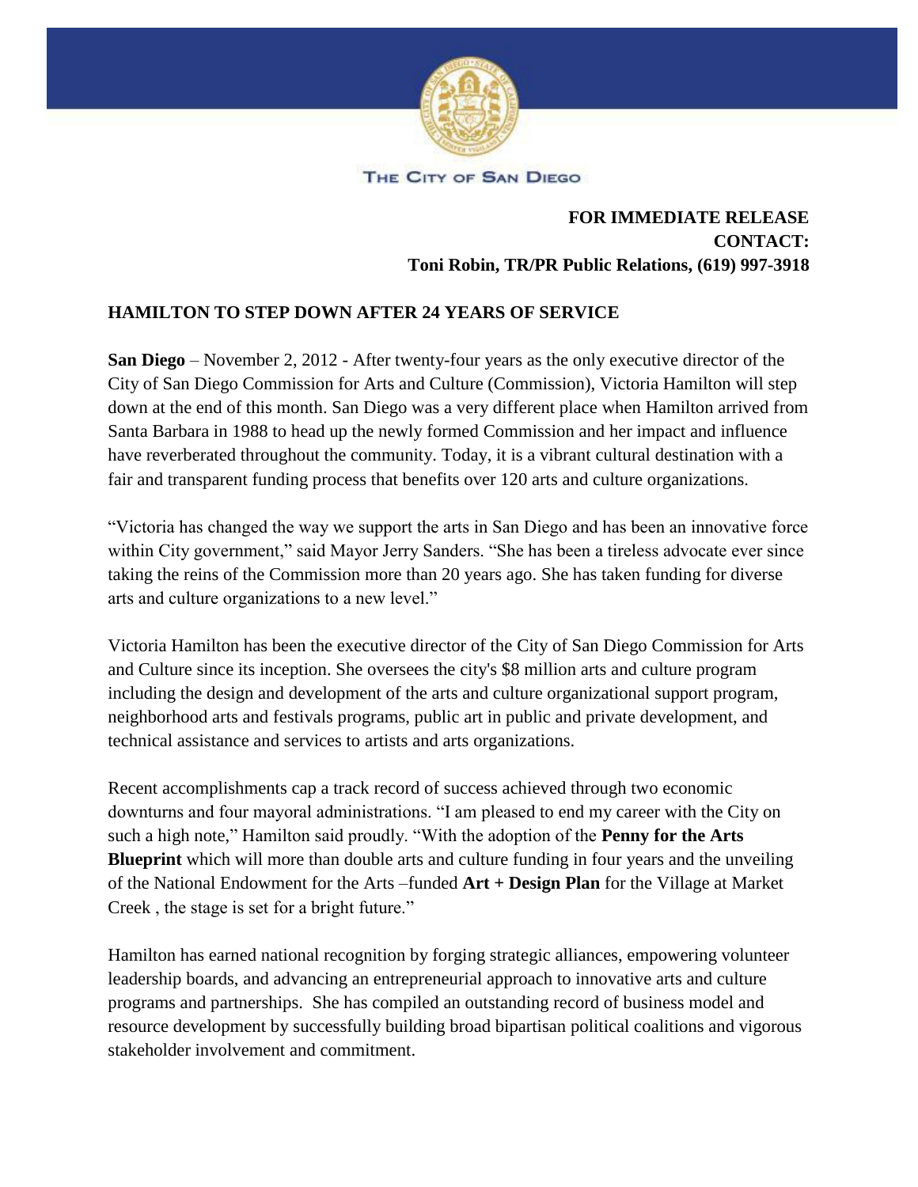THE CITY OF SAN DIEGO

**FOR IMMEDIATE RELEASE**
**CONTACT:**
**Toni Robin, TR/PR Public Relations, (619) 997-3918**

## HAMILTON TO STEP DOWN AFTER 24 YEARS OF SERVICE

**San Diego** – November 2, 2012 - After twenty-four years as the only executive director of the City of San Diego Commission for Arts and Culture (Commission), Victoria Hamilton will step down at the end of this month. San Diego was a very different place when Hamilton arrived from Santa Barbara in 1988 to head up the newly formed Commission and her impact and influence have reverberated throughout the community. Today, it is a vibrant cultural destination with a fair and transparent funding process that benefits over 120 arts and culture organizations.

"Victoria has changed the way we support the arts in San Diego and has been an innovative force within City government," said Mayor Jerry Sanders. "She has been a tireless advocate ever since taking the reins of the Commission more than 20 years ago. She has taken funding for diverse arts and culture organizations to a new level."

Victoria Hamilton has been the executive director of the City of San Diego Commission for Arts and Culture since its inception. She oversees the city's $8 million arts and culture program including the design and development of the arts and culture organizational support program, neighborhood arts and festivals programs, public art in public and private development, and technical assistance and services to artists and arts organizations.

Recent accomplishments cap a track record of success achieved through two economic downturns and four mayoral administrations. "I am pleased to end my career with the City on such a high note," Hamilton said proudly. "With the adoption of the **Penny for the Arts Blueprint** which will more than double arts and culture funding in four years and the unveiling of the National Endowment for the Arts –funded **Art + Design Plan** for the Village at Market Creek , the stage is set for a bright future."

Hamilton has earned national recognition by forging strategic alliances, empowering volunteer leadership boards, and advancing an entrepreneurial approach to innovative arts and culture programs and partnerships. She has compiled an outstanding record of business model and resource development by successfully building broad bipartisan political coalitions and vigorous stakeholder involvement and commitment.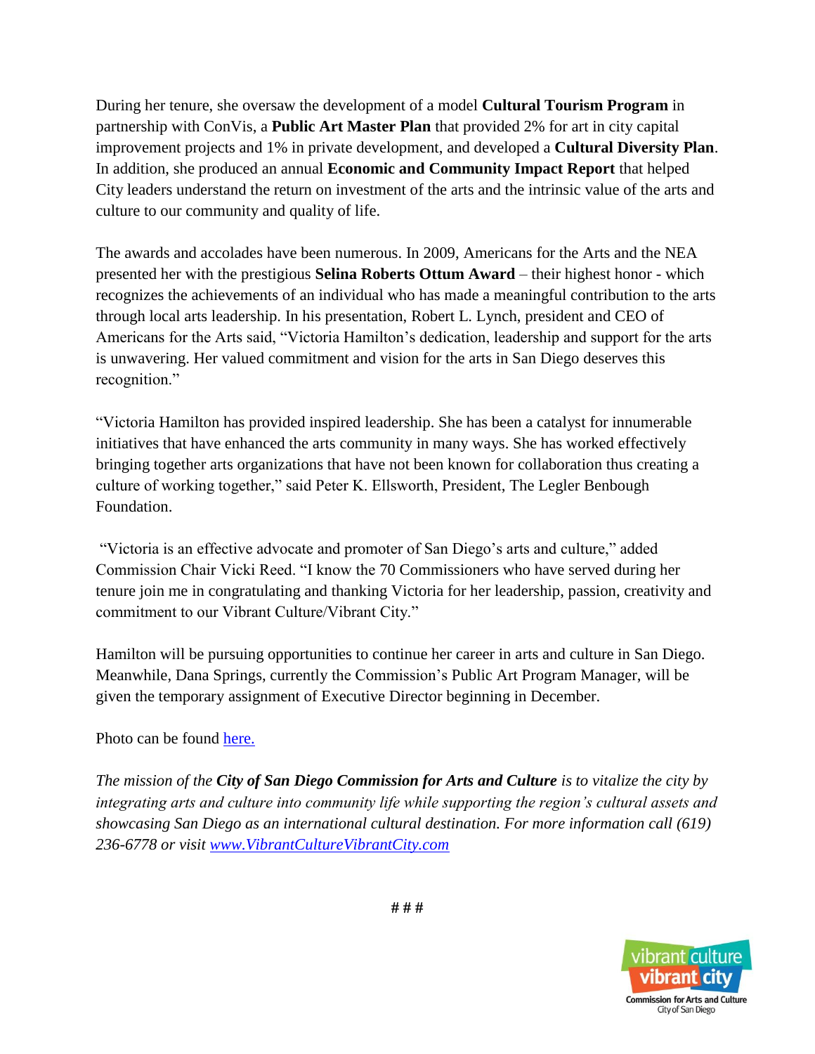During her tenure, she oversaw the development of a model **Cultural Tourism Program** in partnership with ConVis, a **Public Art Master Plan** that provided 2% for art in city capital improvement projects and 1% in private development, and developed a **Cultural Diversity Plan**. In addition, she produced an annual **Economic and Community Impact Report** that helped City leaders understand the return on investment of the arts and the intrinsic value of the arts and culture to our community and quality of life.

The awards and accolades have been numerous. In 2009, Americans for the Arts and the NEA presented her with the prestigious **Selina Roberts Ottum Award** – their highest honor - which recognizes the achievements of an individual who has made a meaningful contribution to the arts through local arts leadership. In his presentation, Robert L. Lynch, president and CEO of Americans for the Arts said, "Victoria Hamilton's dedication, leadership and support for the arts is unwavering. Her valued commitment and vision for the arts in San Diego deserves this recognition."

"Victoria Hamilton has provided inspired leadership. She has been a catalyst for innumerable initiatives that have enhanced the arts community in many ways. She has worked effectively bringing together arts organizations that have not been known for collaboration thus creating a culture of working together," said Peter K. Ellsworth, President, The Legler Benbough Foundation.

"Victoria is an effective advocate and promoter of San Diego's arts and culture," added Commission Chair Vicki Reed. "I know the 70 Commissioners who have served during her tenure join me in congratulating and thanking Victoria for her leadership, passion, creativity and commitment to our Vibrant Culture/Vibrant City."

Hamilton will be pursuing opportunities to continue her career in arts and culture in San Diego. Meanwhile, Dana Springs, currently the Commission's Public Art Program Manager, will be given the temporary assignment of Executive Director beginning in December.

Photo can be found here.

*The mission of the **City of San Diego Commission for Arts and Culture** is to vitalize the city by integrating arts and culture into community life while supporting the region's cultural assets and showcasing San Diego as an international cultural destination. For more information call (619) 236-6778 or visit www.VibrantCultureVibrantCity.com*

# # #

vibrant culture
vibrant city
Commission for Arts and Culture
City of San Diego